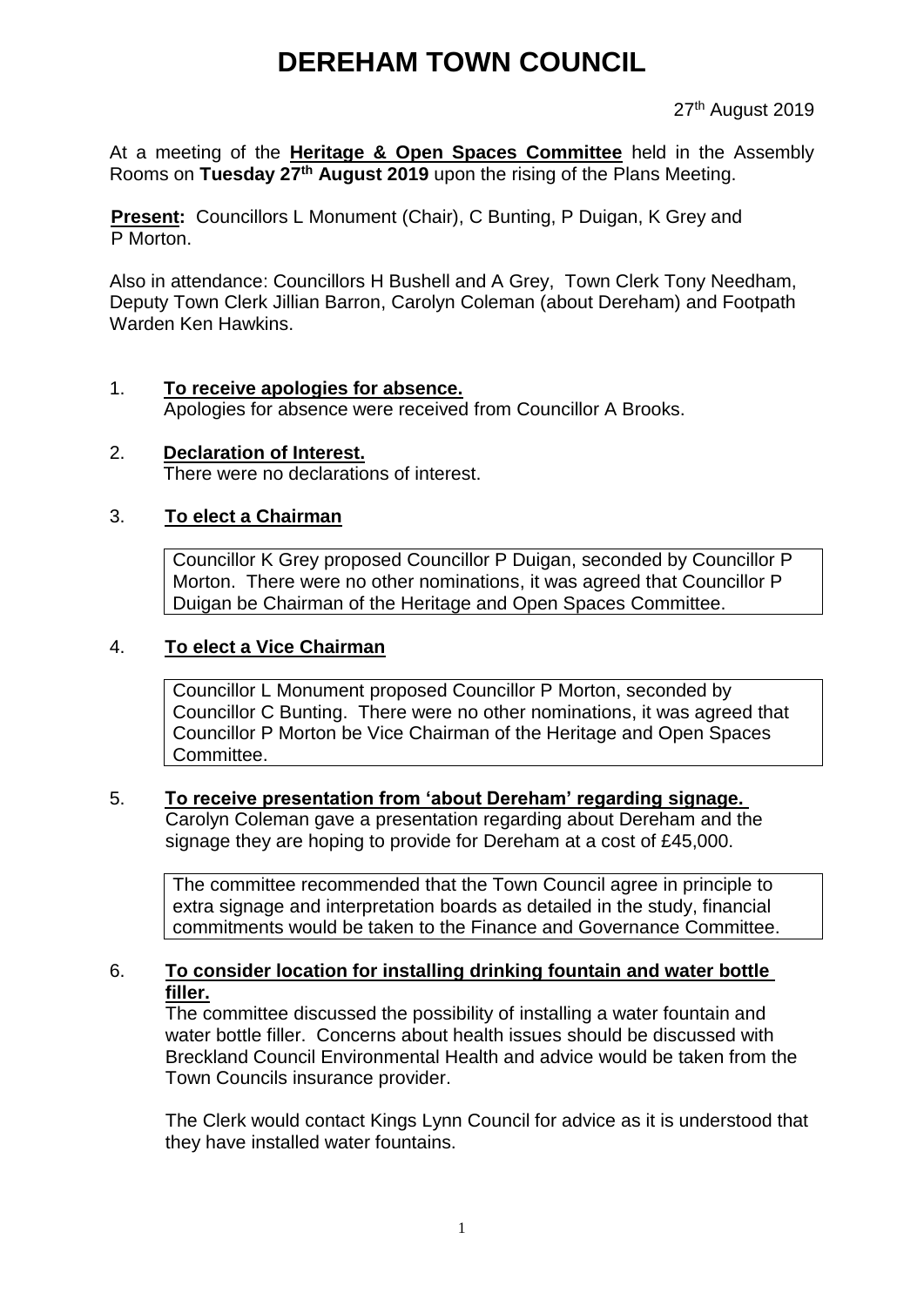# DEREHAM TOWN COUNCIL

27th August 2019

At a meeting of the **Heritage & Open Spaces Committee** held in the Assembly Rooms on **Tuesday 27th August 2019** upon the rising of the Plans Meeting.

**Present:** Councillors L Monument (Chair), C Bunting, P Duigan, K Grey and P Morton.

Also in attendance: Councillors H Bushell and A Grey, Town Clerk Tony Needham, Deputy Town Clerk Jillian Barron, Carolyn Coleman (about Dereham) and Footpath Warden Ken Hawkins.

1. **To receive apologies for absence.**
   Apologies for absence were received from Councillor A Brooks.

2. **Declaration of Interest.**
   There were no declarations of interest.

3. **To elect a Chairman**

   Councillor K Grey proposed Councillor P Duigan, seconded by Councillor P Morton. There were no other nominations, it was agreed that Councillor P Duigan be Chairman of the Heritage and Open Spaces Committee.

4. **To elect a Vice Chairman**

   Councillor L Monument proposed Councillor P Morton, seconded by Councillor C Bunting. There were no other nominations, it was agreed that Councillor P Morton be Vice Chairman of the Heritage and Open Spaces Committee.

5. **To receive presentation from 'about Dereham' regarding signage.**
   Carolyn Coleman gave a presentation regarding about Dereham and the signage they are hoping to provide for Dereham at a cost of £45,000.

   The committee recommended that the Town Council agree in principle to extra signage and interpretation boards as detailed in the study, financial commitments would be taken to the Finance and Governance Committee.

6. **To consider location for installing drinking fountain and water bottle filler.**
   The committee discussed the possibility of installing a water fountain and water bottle filler. Concerns about health issues should be discussed with Breckland Council Environmental Health and advice would be taken from the Town Councils insurance provider.

   The Clerk would contact Kings Lynn Council for advice as it is understood that they have installed water fountains.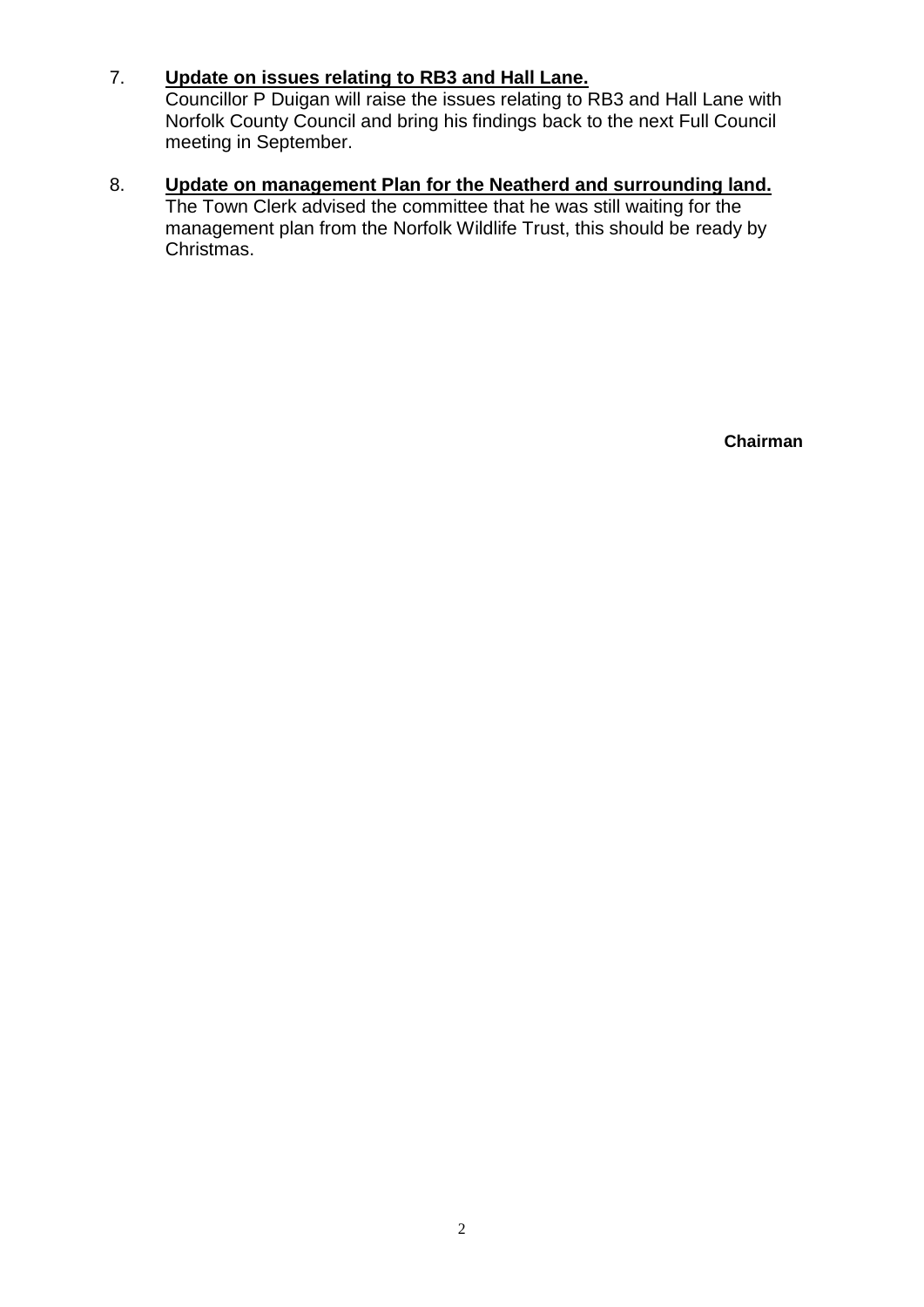7. **Update on issues relating to RB3 and Hall Lane.**
   Councillor P Duigan will raise the issues relating to RB3 and Hall Lane with Norfolk County Council and bring his findings back to the next Full Council meeting in September.

8. **Update on management Plan for the Neatherd and surrounding land.**
   The Town Clerk advised the committee that he was still waiting for the management plan from the Norfolk Wildlife Trust, this should be ready by Christmas.

**Chairman**